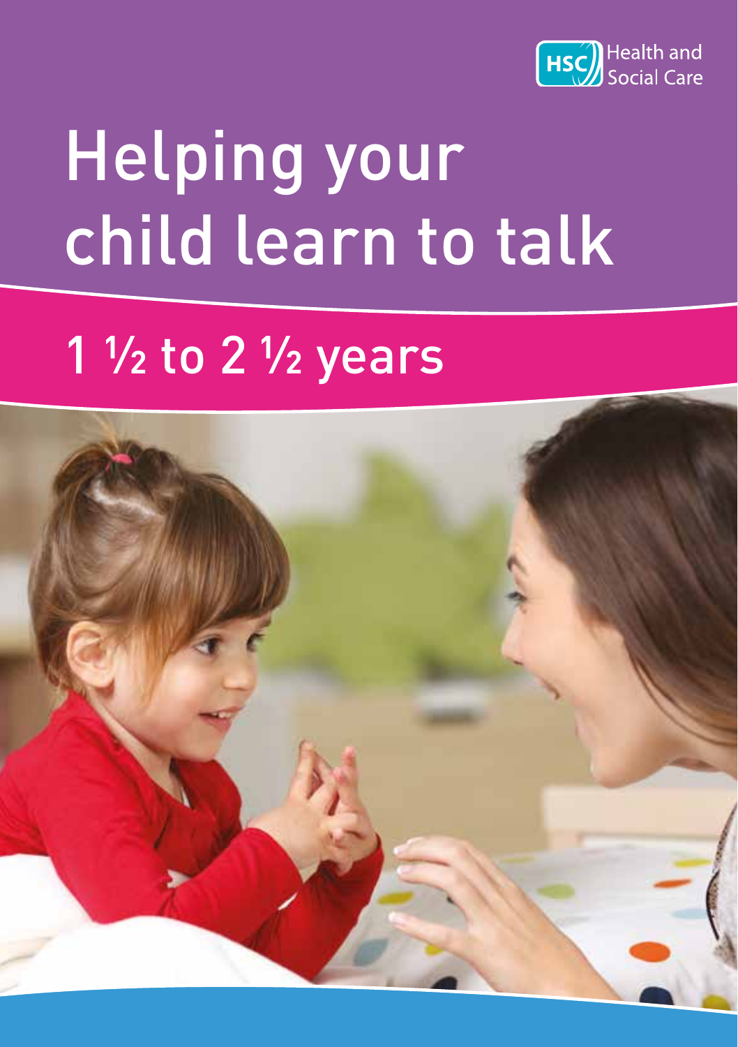Health and Social Care

# Helping your child learn to talk

## 1 ½ to 2 ½ years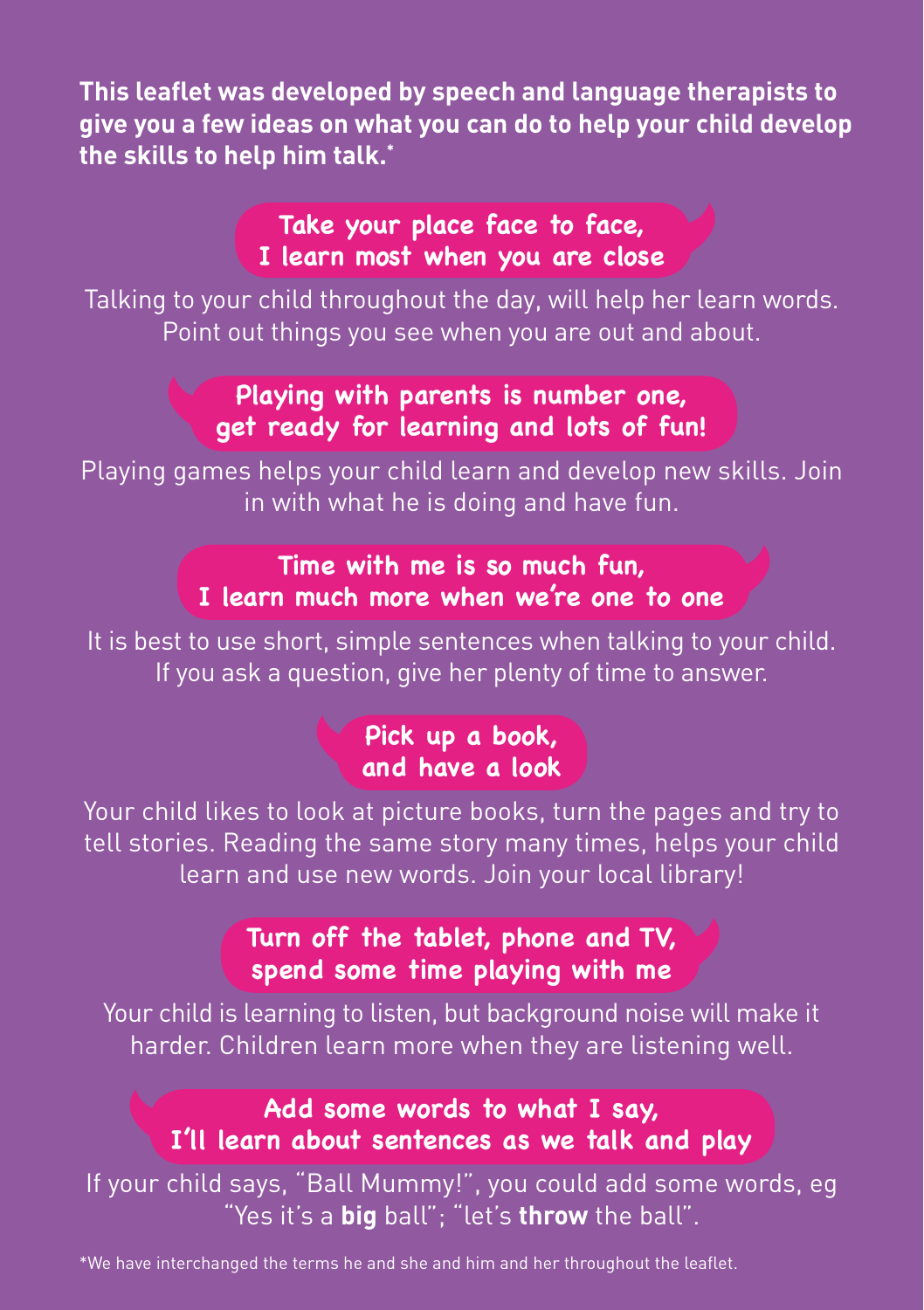**This leaflet was developed by speech and language therapists to give you a few ideas on what you can do to help your child develop the skills to help him talk.***

## Take your place face to face, I learn most when you are close

Talking to your child throughout the day, will help her learn words. Point out things you see when you are out and about.

## Playing with parents is number one, get ready for learning and lots of fun!

Playing games helps your child learn and develop new skills. Join in with what he is doing and have fun.

## Time with me is so much fun, I learn much more when we're one to one

It is best to use short, simple sentences when talking to your child. If you ask a question, give her plenty of time to answer.

## Pick up a book, and have a look

Your child likes to look at picture books, turn the pages and try to tell stories. Reading the same story many times, helps your child learn and use new words. Join your local library!

## Turn off the tablet, phone and TV, spend some time playing with me

Your child is learning to listen, but background noise will make it harder. Children learn more when they are listening well.

## Add some words to what I say, I'll learn about sentences as we talk and play

If your child says, "Ball Mummy!", you could add some words, eg "Yes it's a **big** ball"; "let's **throw** the ball".

*We have interchanged the terms he and she and him and her throughout the leaflet.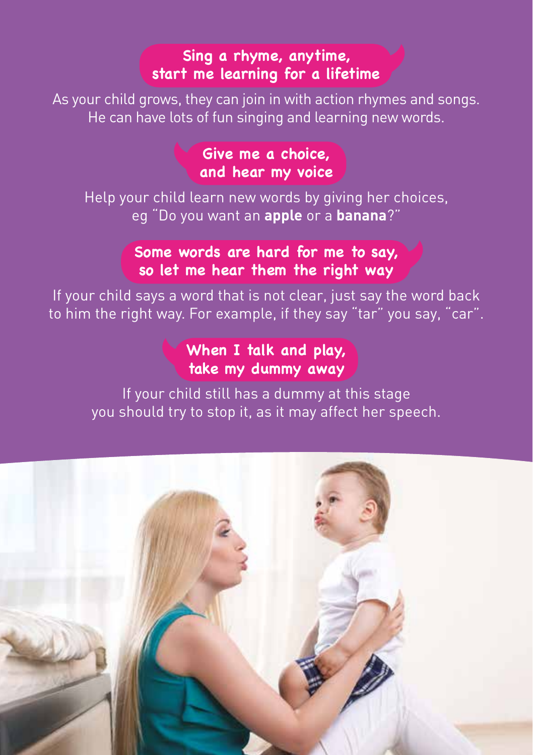## Sing a rhyme, anytime, start me learning for a lifetime

As your child grows, they can join in with action rhymes and songs. He can have lots of fun singing and learning new words.

## Give me a choice, and hear my voice

Help your child learn new words by giving her choices, eg "Do you want an **apple** or a **banana**?"

## Some words are hard for me to say, so let me hear them the right way

If your child says a word that is not clear, just say the word back to him the right way. For example, if they say "tar" you say, "car".

## When I talk and play, take my dummy away

If your child still has a dummy at this stage you should try to stop it, as it may affect her speech.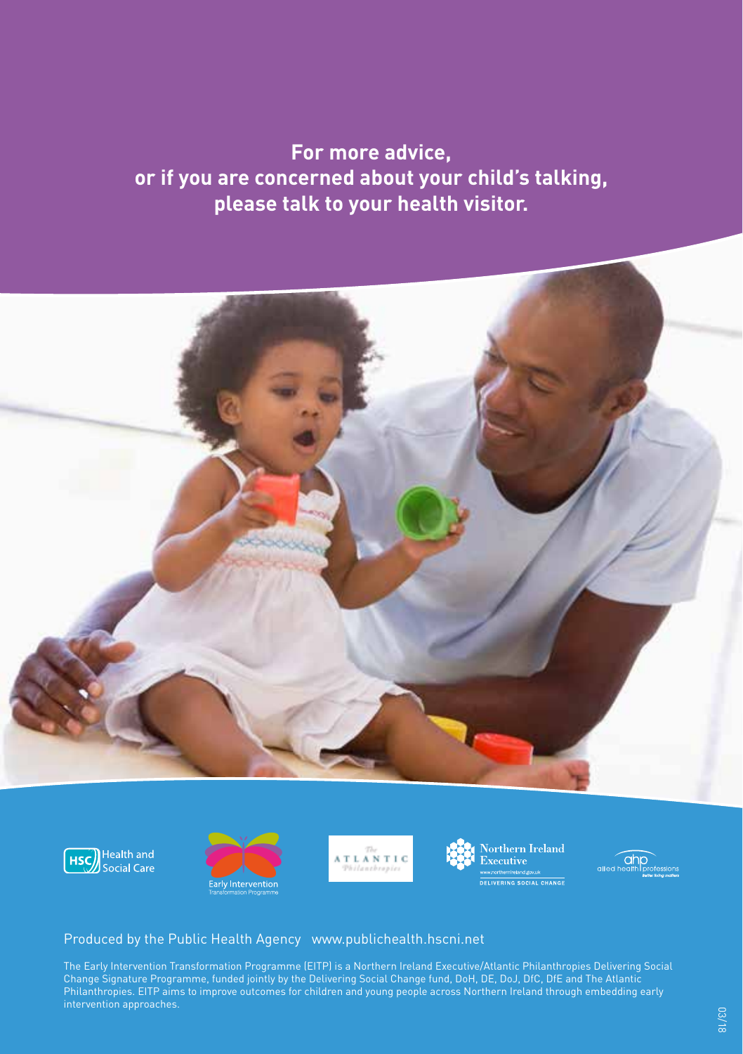**For more advice, or if you are concerned about your child's talking, please talk to your health visitor.**

Produced by the Public Health Agency www.publichealth.hscni.net

The Early Intervention Transformation Programme (EITP) is a Northern Ireland Executive/Atlantic Philanthropies Delivering Social Change Signature Programme, funded jointly by the Delivering Social Change fund, DoH, DE, DoJ, DfC, DfE and The Atlantic Philanthropies. EITP aims to improve outcomes for children and young people across Northern Ireland through embedding early intervention approaches.

03/18